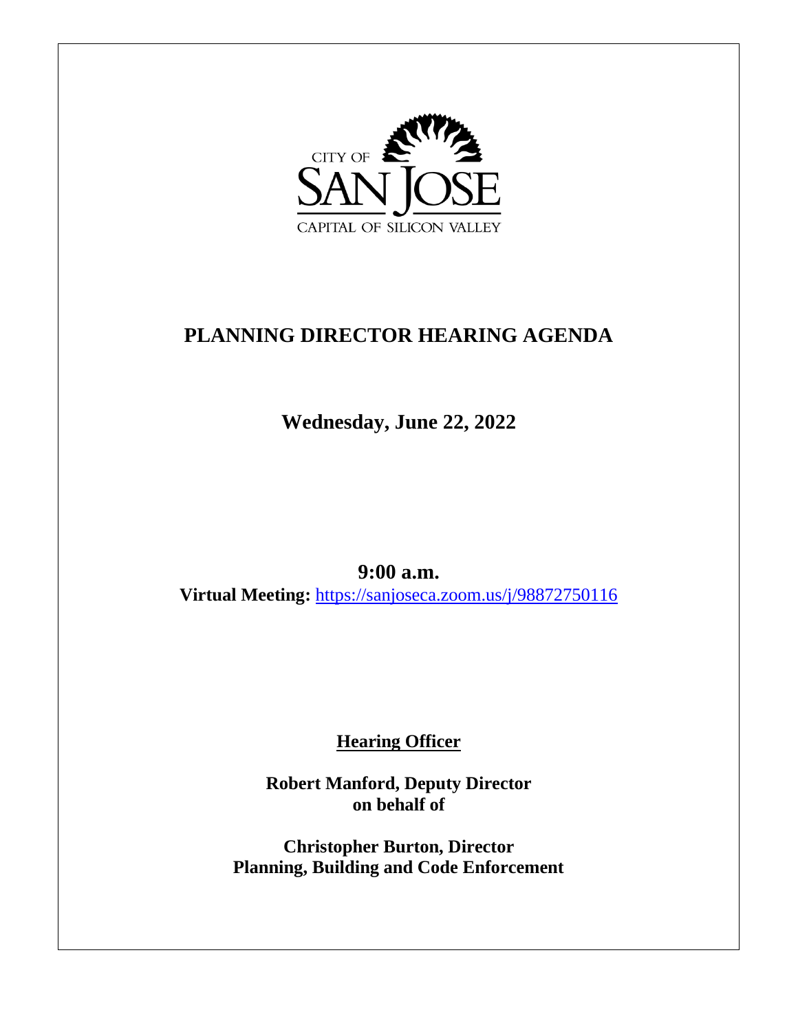CITY OF SAN JOSE
CAPITAL OF SILICON VALLEY

# PLANNING DIRECTOR HEARING AGENDA

**Wednesday, June 22, 2022**

**9:00 a.m.**
**Virtual Meeting:** https://sanjoseca.zoom.us/j/98872750116

**Hearing Officer**

**Robert Manford, Deputy Director**
**on behalf of**

**Christopher Burton, Director**
**Planning, Building and Code Enforcement**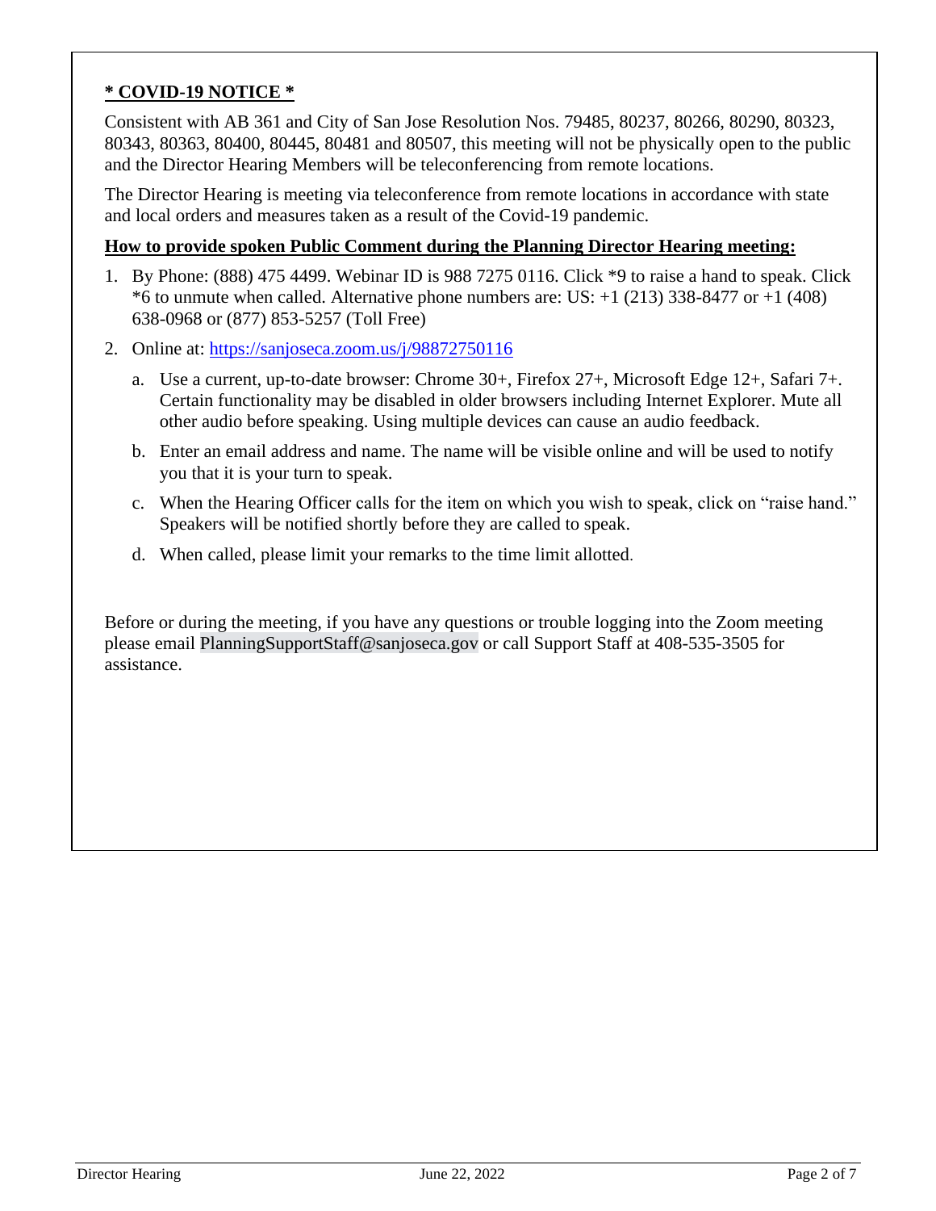**\* COVID-19 NOTICE \***

Consistent with AB 361 and City of San Jose Resolution Nos. 79485, 80237, 80266, 80290, 80323, 80343, 80363, 80400, 80445, 80481 and 80507, this meeting will not be physically open to the public and the Director Hearing Members will be teleconferencing from remote locations.

The Director Hearing is meeting via teleconference from remote locations in accordance with state and local orders and measures taken as a result of the Covid-19 pandemic.

**How to provide spoken Public Comment during the Planning Director Hearing meeting:**

1. By Phone: (888) 475 4499. Webinar ID is 988 7275 0116. Click *9 to raise a hand to speak. Click *6 to unmute when called. Alternative phone numbers are: US: +1 (213) 338-8477 or +1 (408) 638-0968 or (877) 853-5257 (Toll Free)
2. Online at: https://sanjoseca.zoom.us/j/98872750116
   a. Use a current, up-to-date browser: Chrome 30+, Firefox 27+, Microsoft Edge 12+, Safari 7+. Certain functionality may be disabled in older browsers including Internet Explorer. Mute all other audio before speaking. Using multiple devices can cause an audio feedback.
   b. Enter an email address and name. The name will be visible online and will be used to notify you that it is your turn to speak.
   c. When the Hearing Officer calls for the item on which you wish to speak, click on "raise hand." Speakers will be notified shortly before they are called to speak.
   d. When called, please limit your remarks to the time limit allotted.

Before or during the meeting, if you have any questions or trouble logging into the Zoom meeting please email PlanningSupportStaff@sanjoseca.gov or call Support Staff at 408-535-3505 for assistance.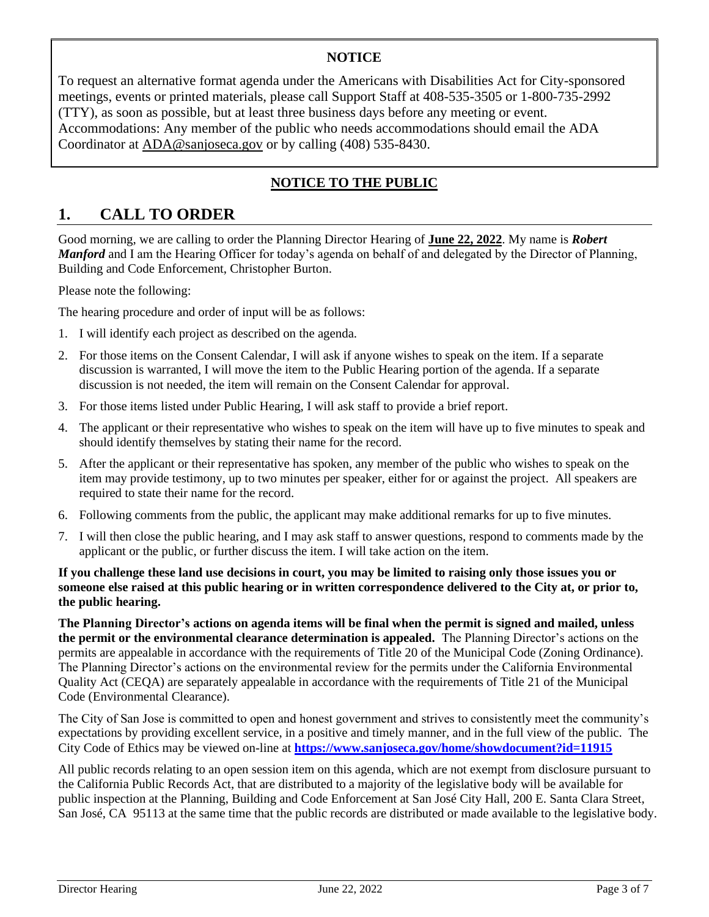**NOTICE**

To request an alternative format agenda under the Americans with Disabilities Act for City-sponsored meetings, events or printed materials, please call Support Staff at 408-535-3505 or 1-800-735-2992 (TTY), as soon as possible, but at least three business days before any meeting or event. Accommodations: Any member of the public who needs accommodations should email the ADA Coordinator at ADA@sanjoseca.gov or by calling (408) 535-8430.

**NOTICE TO THE PUBLIC**

# 1. CALL TO ORDER

Good morning, we are calling to order the Planning Director Hearing of **June 22, 2022**. My name is ***Robert Manford*** and I am the Hearing Officer for today's agenda on behalf of and delegated by the Director of Planning, Building and Code Enforcement, Christopher Burton.

Please note the following:

The hearing procedure and order of input will be as follows:

1. I will identify each project as described on the agenda.
2. For those items on the Consent Calendar, I will ask if anyone wishes to speak on the item. If a separate discussion is warranted, I will move the item to the Public Hearing portion of the agenda. If a separate discussion is not needed, the item will remain on the Consent Calendar for approval.
3. For those items listed under Public Hearing, I will ask staff to provide a brief report.
4. The applicant or their representative who wishes to speak on the item will have up to five minutes to speak and should identify themselves by stating their name for the record.
5. After the applicant or their representative has spoken, any member of the public who wishes to speak on the item may provide testimony, up to two minutes per speaker, either for or against the project. All speakers are required to state their name for the record.
6. Following comments from the public, the applicant may make additional remarks for up to five minutes.
7. I will then close the public hearing, and I may ask staff to answer questions, respond to comments made by the applicant or the public, or further discuss the item. I will take action on the item.

**If you challenge these land use decisions in court, you may be limited to raising only those issues you or someone else raised at this public hearing or in written correspondence delivered to the City at, or prior to, the public hearing.**

**The Planning Director's actions on agenda items will be final when the permit is signed and mailed, unless the permit or the environmental clearance determination is appealed.** The Planning Director's actions on the permits are appealable in accordance with the requirements of Title 20 of the Municipal Code (Zoning Ordinance). The Planning Director's actions on the environmental review for the permits under the California Environmental Quality Act (CEQA) are separately appealable in accordance with the requirements of Title 21 of the Municipal Code (Environmental Clearance).

The City of San Jose is committed to open and honest government and strives to consistently meet the community's expectations by providing excellent service, in a positive and timely manner, and in the full view of the public. The City Code of Ethics may be viewed on-line at **https://www.sanjoseca.gov/home/showdocument?id=11915**

All public records relating to an open session item on this agenda, which are not exempt from disclosure pursuant to the California Public Records Act, that are distributed to a majority of the legislative body will be available for public inspection at the Planning, Building and Code Enforcement at San José City Hall, 200 E. Santa Clara Street, San José, CA 95113 at the same time that the public records are distributed or made available to the legislative body.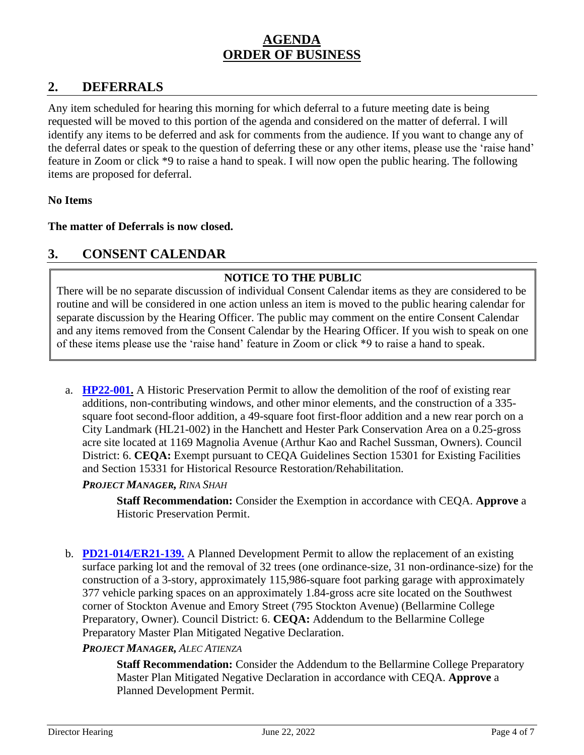# AGENDA
# ORDER OF BUSINESS

## 2. DEFERRALS

Any item scheduled for hearing this morning for which deferral to a future meeting date is being requested will be moved to this portion of the agenda and considered on the matter of deferral. I will identify any items to be deferred and ask for comments from the audience. If you want to change any of the deferral dates or speak to the question of deferring these or any other items, please use the 'raise hand' feature in Zoom or click *9 to raise a hand to speak. I will now open the public hearing. The following items are proposed for deferral.

**No Items**

**The matter of Deferrals is now closed.**

## 3. CONSENT CALENDAR

> **NOTICE TO THE PUBLIC**
>
> There will be no separate discussion of individual Consent Calendar items as they are considered to be routine and will be considered in one action unless an item is moved to the public hearing calendar for separate discussion by the Hearing Officer. The public may comment on the entire Consent Calendar and any items removed from the Consent Calendar by the Hearing Officer. If you wish to speak on one of these items please use the 'raise hand' feature in Zoom or click *9 to raise a hand to speak.

a. **HP22-001.** A Historic Preservation Permit to allow the demolition of the roof of existing rear additions, non-contributing windows, and other minor elements, and the construction of a 335-square foot second-floor addition, a 49-square foot first-floor addition and a new rear porch on a City Landmark (HL21-002) in the Hanchett and Hester Park Conservation Area on a 0.25-gross acre site located at 1169 Magnolia Avenue (Arthur Kao and Rachel Sussman, Owners). Council District: 6. **CEQA:** Exempt pursuant to CEQA Guidelines Section 15301 for Existing Facilities and Section 15331 for Historical Resource Restoration/Rehabilitation.

   ***PROJECT MANAGER,*** *RINA SHAH*

   **Staff Recommendation:** Consider the Exemption in accordance with CEQA. **Approve** a Historic Preservation Permit.

b. **PD21-014/ER21-139.** A Planned Development Permit to allow the replacement of an existing surface parking lot and the removal of 32 trees (one ordinance-size, 31 non-ordinance-size) for the construction of a 3-story, approximately 115,986-square foot parking garage with approximately 377 vehicle parking spaces on an approximately 1.84-gross acre site located on the Southwest corner of Stockton Avenue and Emory Street (795 Stockton Avenue) (Bellarmine College Preparatory, Owner). Council District: 6. **CEQA:** Addendum to the Bellarmine College Preparatory Master Plan Mitigated Negative Declaration.

   ***PROJECT MANAGER,*** *ALEC ATIENZA*

   **Staff Recommendation:** Consider the Addendum to the Bellarmine College Preparatory Master Plan Mitigated Negative Declaration in accordance with CEQA. **Approve** a Planned Development Permit.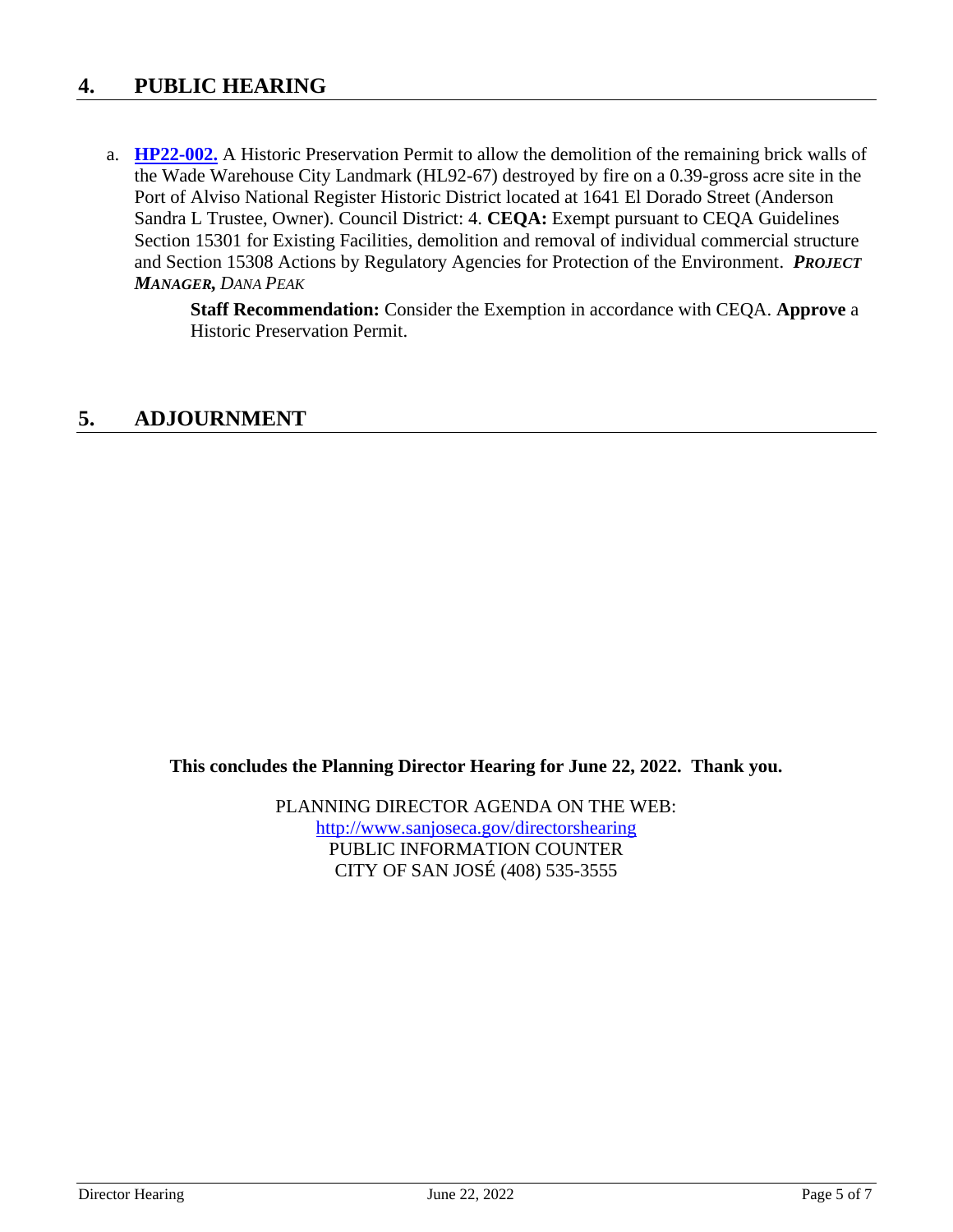## 4. PUBLIC HEARING

a. **[HP22-002.](#)** A Historic Preservation Permit to allow the demolition of the remaining brick walls of the Wade Warehouse City Landmark (HL92-67) destroyed by fire on a 0.39-gross acre site in the Port of Alviso National Register Historic District located at 1641 El Dorado Street (Anderson Sandra L Trustee, Owner). Council District: 4. **CEQA:** Exempt pursuant to CEQA Guidelines Section 15301 for Existing Facilities, demolition and removal of individual commercial structure and Section 15308 Actions by Regulatory Agencies for Protection of the Environment. ***PROJECT MANAGER,*** *DANA PEAK*

   **Staff Recommendation:** Consider the Exemption in accordance with CEQA. **Approve** a Historic Preservation Permit.

## 5. ADJOURNMENT

**This concludes the Planning Director Hearing for June 22, 2022. Thank you.**

PLANNING DIRECTOR AGENDA ON THE WEB:
[http://www.sanjoseca.gov/directorshearing](http://www.sanjoseca.gov/directorshearing)
PUBLIC INFORMATION COUNTER
CITY OF SAN JOSÉ (408) 535-3555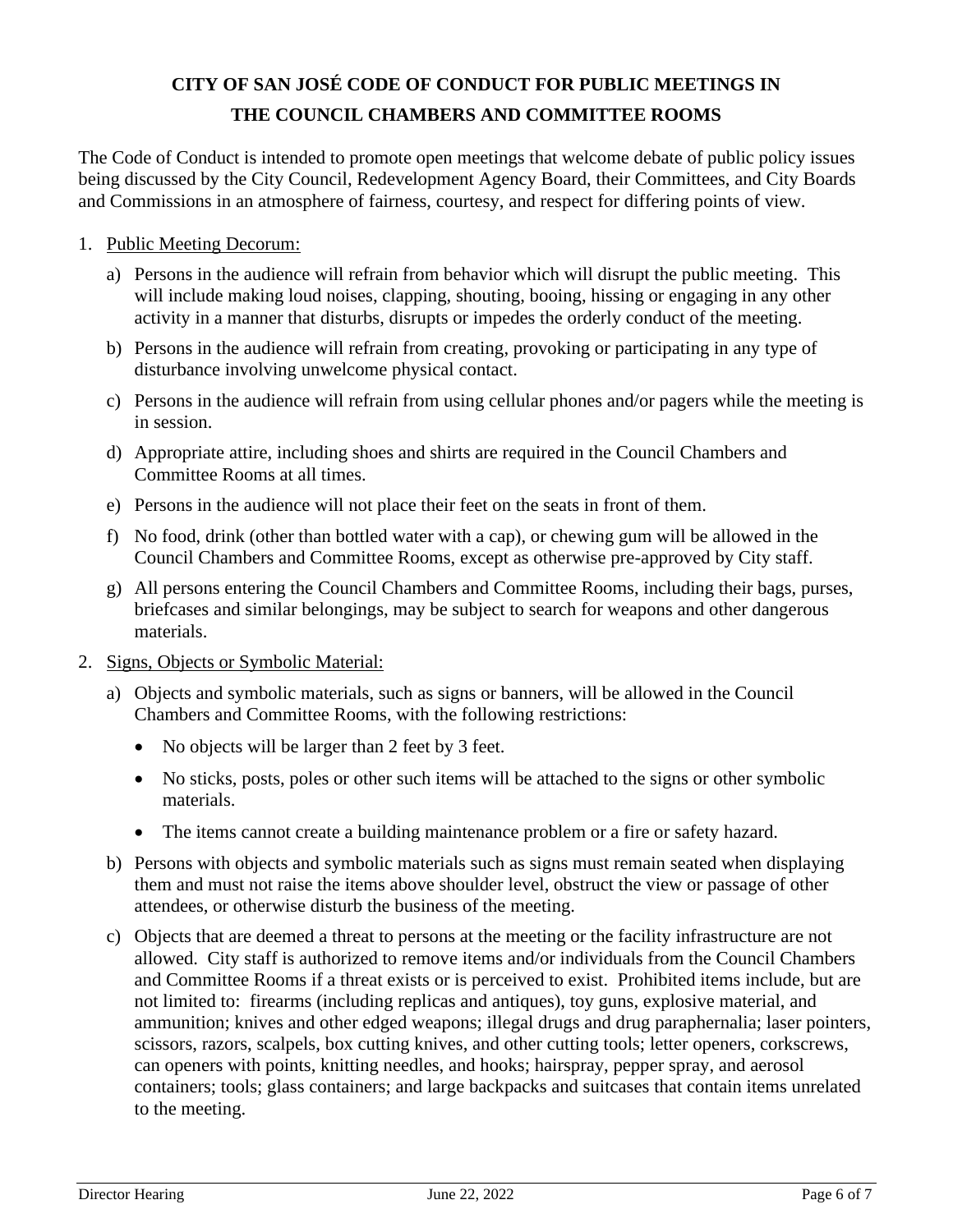# CITY OF SAN JOSÉ CODE OF CONDUCT FOR PUBLIC MEETINGS IN THE COUNCIL CHAMBERS AND COMMITTEE ROOMS

The Code of Conduct is intended to promote open meetings that welcome debate of public policy issues being discussed by the City Council, Redevelopment Agency Board, their Committees, and City Boards and Commissions in an atmosphere of fairness, courtesy, and respect for differing points of view.

1. Public Meeting Decorum:

   a) Persons in the audience will refrain from behavior which will disrupt the public meeting. This will include making loud noises, clapping, shouting, booing, hissing or engaging in any other activity in a manner that disturbs, disrupts or impedes the orderly conduct of the meeting.

   b) Persons in the audience will refrain from creating, provoking or participating in any type of disturbance involving unwelcome physical contact.

   c) Persons in the audience will refrain from using cellular phones and/or pagers while the meeting is in session.

   d) Appropriate attire, including shoes and shirts are required in the Council Chambers and Committee Rooms at all times.

   e) Persons in the audience will not place their feet on the seats in front of them.

   f) No food, drink (other than bottled water with a cap), or chewing gum will be allowed in the Council Chambers and Committee Rooms, except as otherwise pre-approved by City staff.

   g) All persons entering the Council Chambers and Committee Rooms, including their bags, purses, briefcases and similar belongings, may be subject to search for weapons and other dangerous materials.

2. Signs, Objects or Symbolic Material:

   a) Objects and symbolic materials, such as signs or banners, will be allowed in the Council Chambers and Committee Rooms, with the following restrictions:

      - No objects will be larger than 2 feet by 3 feet.
      - No sticks, posts, poles or other such items will be attached to the signs or other symbolic materials.
      - The items cannot create a building maintenance problem or a fire or safety hazard.

   b) Persons with objects and symbolic materials such as signs must remain seated when displaying them and must not raise the items above shoulder level, obstruct the view or passage of other attendees, or otherwise disturb the business of the meeting.

   c) Objects that are deemed a threat to persons at the meeting or the facility infrastructure are not allowed. City staff is authorized to remove items and/or individuals from the Council Chambers and Committee Rooms if a threat exists or is perceived to exist. Prohibited items include, but are not limited to: firearms (including replicas and antiques), toy guns, explosive material, and ammunition; knives and other edged weapons; illegal drugs and drug paraphernalia; laser pointers, scissors, razors, scalpels, box cutting knives, and other cutting tools; letter openers, corkscrews, can openers with points, knitting needles, and hooks; hairspray, pepper spray, and aerosol containers; tools; glass containers; and large backpacks and suitcases that contain items unrelated to the meeting.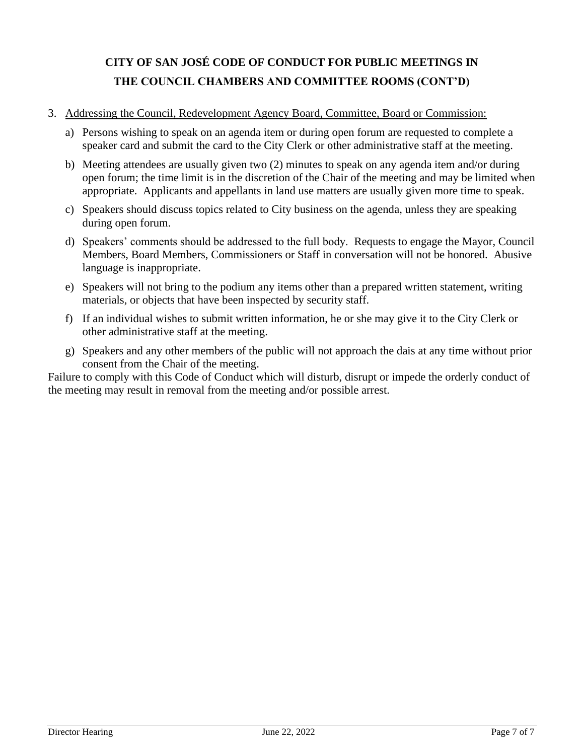# CITY OF SAN JOSÉ CODE OF CONDUCT FOR PUBLIC MEETINGS IN THE COUNCIL CHAMBERS AND COMMITTEE ROOMS (CONT'D)

3. Addressing the Council, Redevelopment Agency Board, Committee, Board or Commission:

   a) Persons wishing to speak on an agenda item or during open forum are requested to complete a speaker card and submit the card to the City Clerk or other administrative staff at the meeting.

   b) Meeting attendees are usually given two (2) minutes to speak on any agenda item and/or during open forum; the time limit is in the discretion of the Chair of the meeting and may be limited when appropriate. Applicants and appellants in land use matters are usually given more time to speak.

   c) Speakers should discuss topics related to City business on the agenda, unless they are speaking during open forum.

   d) Speakers' comments should be addressed to the full body. Requests to engage the Mayor, Council Members, Board Members, Commissioners or Staff in conversation will not be honored. Abusive language is inappropriate.

   e) Speakers will not bring to the podium any items other than a prepared written statement, writing materials, or objects that have been inspected by security staff.

   f) If an individual wishes to submit written information, he or she may give it to the City Clerk or other administrative staff at the meeting.

   g) Speakers and any other members of the public will not approach the dais at any time without prior consent from the Chair of the meeting.

Failure to comply with this Code of Conduct which will disturb, disrupt or impede the orderly conduct of the meeting may result in removal from the meeting and/or possible arrest.